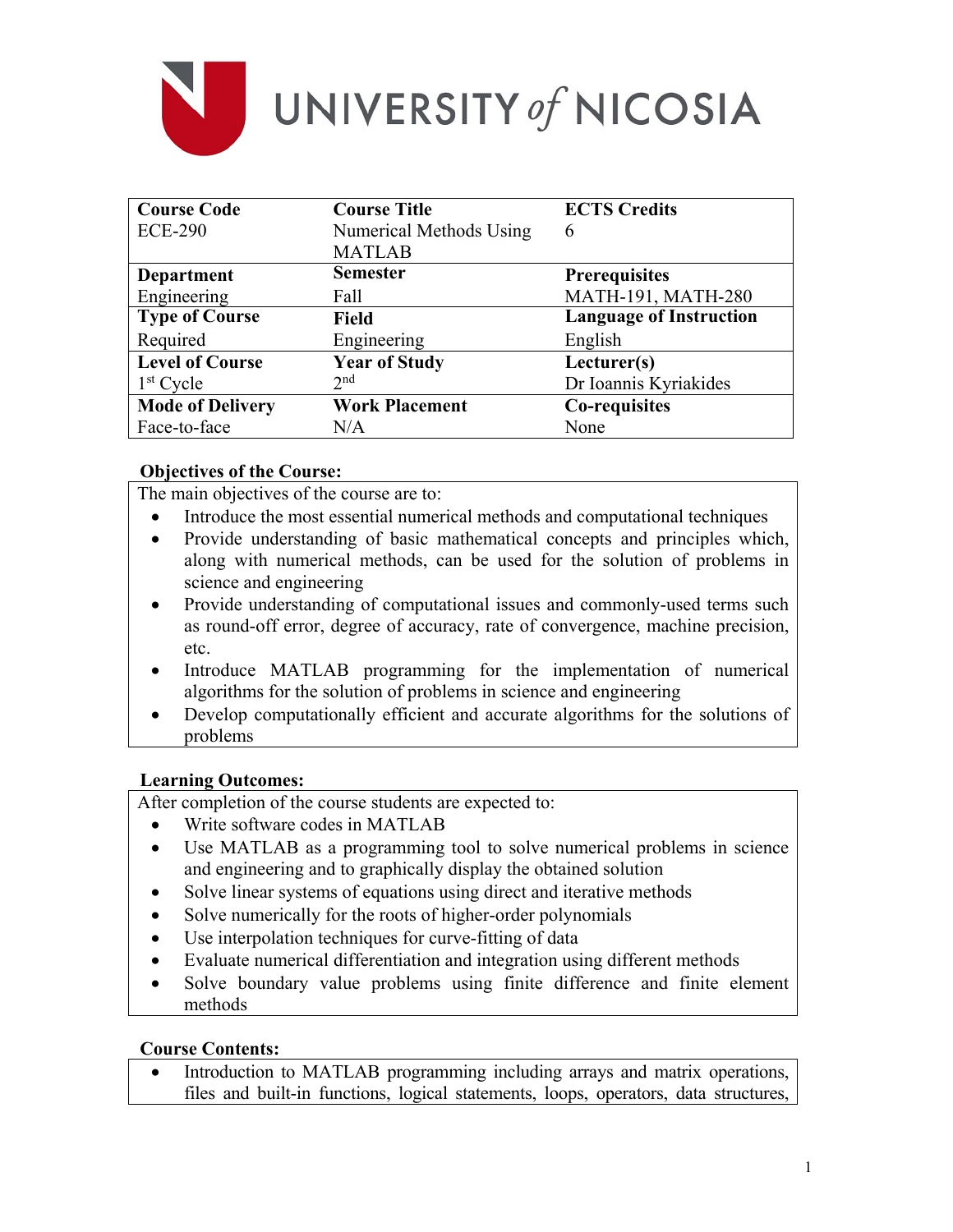# UNIVERSITY of NICOSIA

| Course Code | Course Title | ECTS Credits |
|---|---|---|
| ECE-290 | Numerical Methods Using MATLAB | 6 |
| **Department** | **Semester** | **Prerequisites** |
| Engineering | Fall | MATH-191, MATH-280 |
| **Type of Course** | **Field** | **Language of Instruction** |
| Required | Engineering | English |
| **Level of Course** | **Year of Study** | **Lecturer(s)** |
| 1st Cycle | 2nd | Dr Ioannis Kyriakides |
| **Mode of Delivery** | **Work Placement** | **Co-requisites** |
| Face-to-face | N/A | None |

**Objectives of the Course:**

The main objectives of the course are to:

- Introduce the most essential numerical methods and computational techniques
- Provide understanding of basic mathematical concepts and principles which, along with numerical methods, can be used for the solution of problems in science and engineering
- Provide understanding of computational issues and commonly-used terms such as round-off error, degree of accuracy, rate of convergence, machine precision, etc.
- Introduce MATLAB programming for the implementation of numerical algorithms for the solution of problems in science and engineering
- Develop computationally efficient and accurate algorithms for the solutions of problems

**Learning Outcomes:**

After completion of the course students are expected to:

- Write software codes in MATLAB
- Use MATLAB as a programming tool to solve numerical problems in science and engineering and to graphically display the obtained solution
- Solve linear systems of equations using direct and iterative methods
- Solve numerically for the roots of higher-order polynomials
- Use interpolation techniques for curve-fitting of data
- Evaluate numerical differentiation and integration using different methods
- Solve boundary value problems using finite difference and finite element methods

**Course Contents:**

- Introduction to MATLAB programming including arrays and matrix operations, files and built-in functions, logical statements, loops, operators, data structures,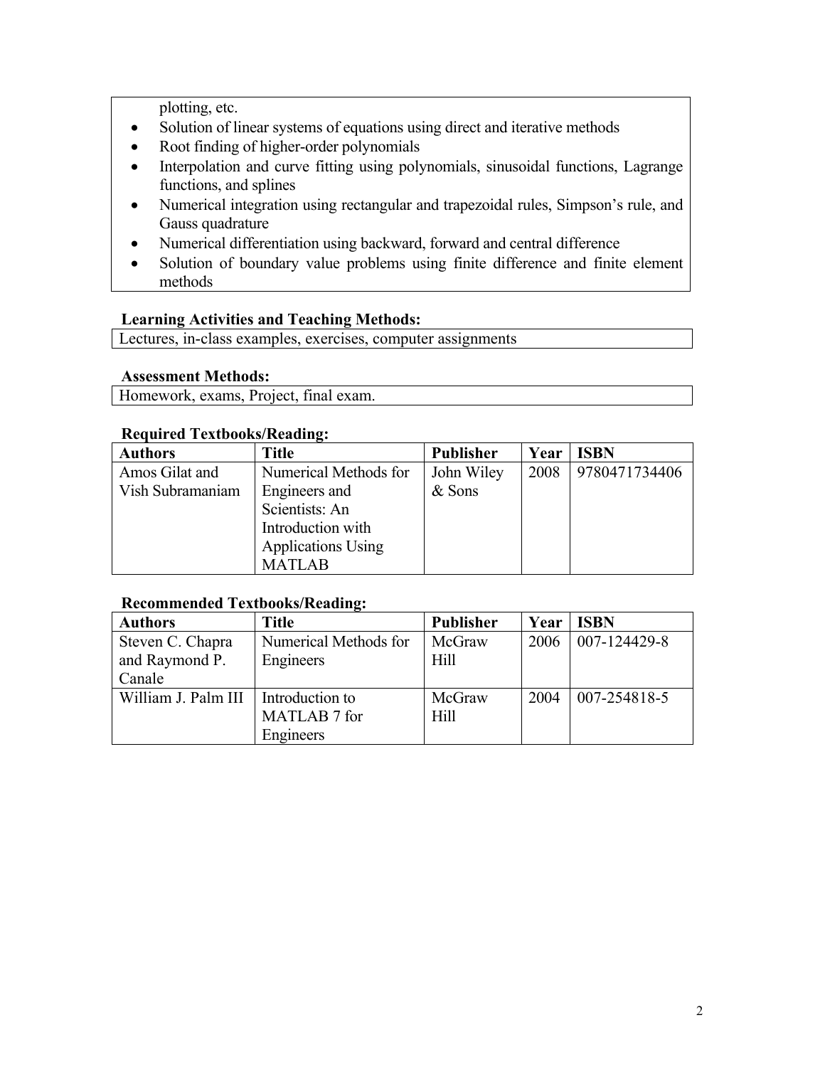plotting, etc.

- Solution of linear systems of equations using direct and iterative methods
- Root finding of higher-order polynomials
- Interpolation and curve fitting using polynomials, sinusoidal functions, Lagrange functions, and splines
- Numerical integration using rectangular and trapezoidal rules, Simpson's rule, and Gauss quadrature
- Numerical differentiation using backward, forward and central difference
- Solution of boundary value problems using finite difference and finite element methods

**Learning Activities and Teaching Methods:**

Lectures, in-class examples, exercises, computer assignments

**Assessment Methods:**

Homework, exams, Project, final exam.

**Required Textbooks/Reading:**

| Authors | Title | Publisher | Year | ISBN |
|---|---|---|---|---|
| Amos Gilat and Vish Subramaniam | Numerical Methods for Engineers and Scientists: An Introduction with Applications Using MATLAB | John Wiley & Sons | 2008 | 9780471734406 |

**Recommended Textbooks/Reading:**

| Authors | Title | Publisher | Year | ISBN |
|---|---|---|---|---|
| Steven C. Chapra and Raymond P. Canale | Numerical Methods for Engineers | McGraw Hill | 2006 | 007-124429-8 |
| William J. Palm III | Introduction to MATLAB 7 for Engineers | McGraw Hill | 2004 | 007-254818-5 |